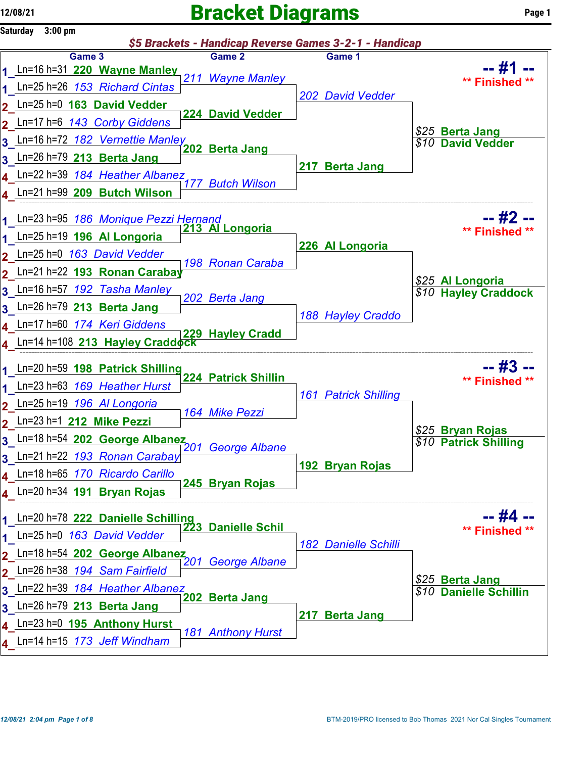# Bracket Diagrams

Saturday 3:00 pm

*$5 Brackets - Handicap Reverse Games 3-2-1 - Handicap*

## -- #1 -- ** Finished **

| Pos | Game 3 | Game 2 | Game 1 | Final |
|---|---|---|---|---|
| 1 | Ln=16 h=31 **220 Wayne Manley** | *211 Wayne Manley* | *202 David Vedder* | *$25* **Berta Jang** |
| 1 | Ln=25 h=26 *153 Richard Cintas* | | | *$10* **David Vedder** |
| 2 | Ln=25 h=0 **163 David Vedder** | **224 David Vedder** | | |
| 2 | Ln=17 h=6 *143 Corby Giddens* | | | |
| 3 | Ln=16 h=72 *182 Vernettie Manley* | **202 Berta Jang** | **217 Berta Jang** | |
| 3 | Ln=26 h=79 **213 Berta Jang** | | | |
| 4 | Ln=22 h=39 *184 Heather Albanez* | *177 Butch Wilson* | | |
| 4 | Ln=21 h=99 **209 Butch Wilson** | | | |

## -- #2 -- ** Finished **

| Pos | Game 3 | Game 2 | Game 1 | Final |
|---|---|---|---|---|
| 1 | Ln=23 h=95 *186 Monique Pezzi Hernand* | **213 Al Longoria** | **226 Al Longoria** | *$25* **Al Longoria** |
| 1 | Ln=25 h=19 **196 Al Longoria** | | | *$10* **Hayley Craddock** |
| 2 | Ln=25 h=0 *163 David Vedder* | *198 Ronan Caraba* | | |
| 2 | Ln=21 h=22 **193 Ronan Carabay** | | | |
| 3 | Ln=16 h=57 *192 Tasha Manley* | *202 Berta Jang* | *188 Hayley Craddo* | |
| 3 | Ln=26 h=79 **213 Berta Jang** | | | |
| 4 | Ln=17 h=60 *174 Keri Giddens* | **229 Hayley Cradd** | | |
| 4 | Ln=14 h=108 **213 Hayley Craddock** | | | |

## -- #3 -- ** Finished **

| Pos | Game 3 | Game 2 | Game 1 | Final |
|---|---|---|---|---|
| 1 | Ln=20 h=59 **198 Patrick Shilling** | **224 Patrick Shillin** | *161 Patrick Shilling* | *$25* **Bryan Rojas** |
| 1 | Ln=23 h=63 *169 Heather Hurst* | | | *$10* **Patrick Shilling** |
| 2 | Ln=25 h=19 *196 Al Longoria* | *164 Mike Pezzi* | | |
| 2 | Ln=23 h=1 **212 Mike Pezzi** | | | |
| 3 | Ln=18 h=54 **202 George Albanez** | *201 George Albane* | **192 Bryan Rojas** | |
| 3 | Ln=21 h=22 *193 Ronan Carabay* | | | |
| 4 | Ln=18 h=65 *170 Ricardo Carillo* | **245 Bryan Rojas** | | |
| 4 | Ln=20 h=34 **191 Bryan Rojas** | | | |

## -- #4 -- ** Finished **

| Pos | Game 3 | Game 2 | Game 1 | Final |
|---|---|---|---|---|
| 1 | Ln=20 h=78 **222 Danielle Schilling** | **223 Danielle Schil** | *182 Danielle Schilli* | *$25* **Berta Jang** |
| 1 | Ln=25 h=0 *163 David Vedder* | | | *$10* **Danielle Schillin** |
| 2 | Ln=18 h=54 **202 George Albanez** | *201 George Albane* | | |
| 2 | Ln=26 h=38 *194 Sam Fairfield* | | | |
| 3 | Ln=22 h=39 *184 Heather Albanez* | **202 Berta Jang** | **217 Berta Jang** | |
| 3 | Ln=26 h=79 **213 Berta Jang** | | | |
| 4 | Ln=23 h=0 **195 Anthony Hurst** | *181 Anthony Hurst* | | |
| 4 | Ln=14 h=15 *173 Jeff Windham* | | | |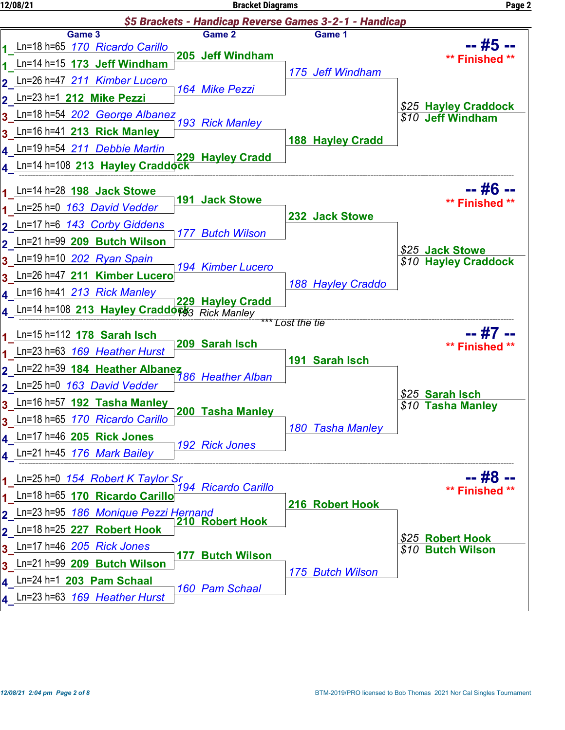## $5 Brackets - Handicap Reverse Games 3-2-1 - Handicap

### -- #5 -- ** Finished **

| | Game 3 | Game 2 | Game 1 | Result |
|---|---|---|---|---|
| 1 | Ln=18 h=65 170 Ricardo Carillo | 205 Jeff Windham | 175 Jeff Windham | $25 Hayley Craddock |
| 1 | Ln=14 h=15 173 Jeff Windham | | | $10 Jeff Windham |
| 2 | Ln=26 h=47 211 Kimber Lucero | 164 Mike Pezzi | | |
| 2 | Ln=23 h=1 212 Mike Pezzi | | | |
| 3 | Ln=18 h=54 202 George Albanez | 193 Rick Manley | 188 Hayley Cradd | |
| 3 | Ln=16 h=41 213 Rick Manley | | | |
| 4 | Ln=19 h=54 211 Debbie Martin | 229 Hayley Cradd | | |
| 4 | Ln=14 h=108 213 Hayley Craddock | | | |

### -- #6 -- ** Finished **

| | Game 3 | Game 2 | Game 1 | Result |
|---|---|---|---|---|
| 1 | Ln=14 h=28 198 Jack Stowe | 191 Jack Stowe | 232 Jack Stowe | $25 Jack Stowe |
| 1 | Ln=25 h=0 163 David Vedder | | | $10 Hayley Craddock |
| 2 | Ln=17 h=6 143 Corby Giddens | 177 Butch Wilson | | |
| 2 | Ln=21 h=99 209 Butch Wilson | | | |
| 3 | Ln=19 h=10 202 Ryan Spain | 194 Kimber Lucero | 188 Hayley Craddo | |
| 3 | Ln=26 h=47 211 Kimber Lucero | | | |
| 4 | Ln=16 h=41 213 Rick Manley | 229 Hayley Cradd | | |
| 4 | Ln=14 h=108 213 Hayley Craddock | 193 Rick Manley *** Lost the tie | | |

### -- #7 -- ** Finished **

| | Game 3 | Game 2 | Game 1 | Result |
|---|---|---|---|---|
| 1 | Ln=15 h=112 178 Sarah Isch | 209 Sarah Isch | 191 Sarah Isch | $25 Sarah Isch |
| 1 | Ln=23 h=63 169 Heather Hurst | | | $10 Tasha Manley |
| 2 | Ln=22 h=39 184 Heather Albanez | 186 Heather Alban | | |
| 2 | Ln=25 h=0 163 David Vedder | | | |
| 3 | Ln=16 h=57 192 Tasha Manley | 200 Tasha Manley | 180 Tasha Manley | |
| 3 | Ln=18 h=65 170 Ricardo Carillo | | | |
| 4 | Ln=17 h=46 205 Rick Jones | 192 Rick Jones | | |
| 4 | Ln=21 h=45 176 Mark Bailey | | | |

### -- #8 -- ** Finished **

| | Game 3 | Game 2 | Game 1 | Result |
|---|---|---|---|---|
| 1 | Ln=25 h=0 154 Robert K Taylor Sr | 194 Ricardo Carillo | 216 Robert Hook | $25 Robert Hook |
| 1 | Ln=18 h=65 170 Ricardo Carillo | | | $10 Butch Wilson |
| 2 | Ln=23 h=95 186 Monique Pezzi Hernand | 210 Robert Hook | | |
| 2 | Ln=18 h=25 227 Robert Hook | | | |
| 3 | Ln=17 h=46 205 Rick Jones | 177 Butch Wilson | 175 Butch Wilson | |
| 3 | Ln=21 h=99 209 Butch Wilson | | | |
| 4 | Ln=24 h=1 203 Pam Schaal | 160 Pam Schaal | | |
| 4 | Ln=23 h=63 169 Heather Hurst | | | |

BTM-2019/PRO licensed to Bob Thomas 2021 Nor Cal Singles Tournament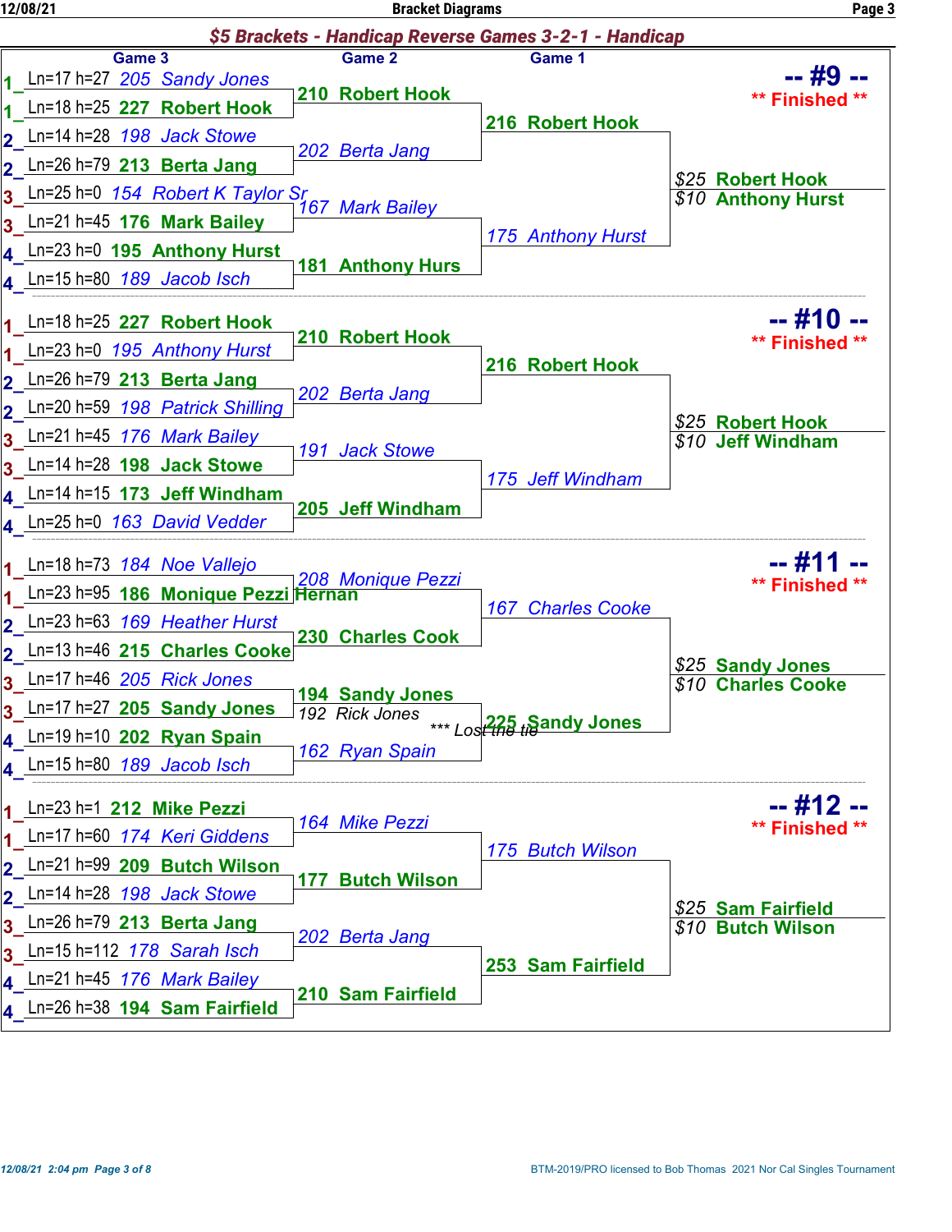## $5 Brackets - Handicap Reverse Games 3-2-1 - Handicap

### -- #9 -- ** Finished **

| Pair | Game 3 | Game 2 | Game 1 | Result |
|---|---|---|---|---|
| 1 | Ln=17 h=27 205 Sandy Jones | 210 Robert Hook | 216 Robert Hook | $25 Robert Hook |
| 1 | Ln=18 h=25 227 Robert Hook | | | $10 Anthony Hurst |
| 2 | Ln=14 h=28 198 Jack Stowe | 202 Berta Jang | | |
| 2 | Ln=26 h=79 213 Berta Jang | | | |
| 3 | Ln=25 h=0 154 Robert K Taylor Sr | 167 Mark Bailey | 175 Anthony Hurst | |
| 3 | Ln=21 h=45 176 Mark Bailey | | | |
| 4 | Ln=23 h=0 195 Anthony Hurst | 181 Anthony Hurs | | |
| 4 | Ln=15 h=80 189 Jacob Isch | | | |

### -- #10 -- ** Finished **

| Pair | Game 3 | Game 2 | Game 1 | Result |
|---|---|---|---|---|
| 1 | Ln=18 h=25 227 Robert Hook | 210 Robert Hook | 216 Robert Hook | $25 Robert Hook |
| 1 | Ln=23 h=0 195 Anthony Hurst | | | $10 Jeff Windham |
| 2 | Ln=26 h=79 213 Berta Jang | 202 Berta Jang | | |
| 2 | Ln=20 h=59 198 Patrick Shilling | | | |
| 3 | Ln=21 h=45 176 Mark Bailey | 191 Jack Stowe | 175 Jeff Windham | |
| 3 | Ln=14 h=28 198 Jack Stowe | | | |
| 4 | Ln=14 h=15 173 Jeff Windham | 205 Jeff Windham | | |
| 4 | Ln=25 h=0 163 David Vedder | | | |

### -- #11 -- ** Finished **

| Pair | Game 3 | Game 2 | Game 1 | Result |
|---|---|---|---|---|
| 1 | Ln=18 h=73 184 Noe Vallejo | 208 Monique Pezzi | 167 Charles Cooke | $25 Sandy Jones |
| 1 | Ln=23 h=95 186 Monique Pezzi Hernan | | | $10 Charles Cooke |
| 2 | Ln=23 h=63 169 Heather Hurst | 230 Charles Cook | | |
| 2 | Ln=13 h=46 215 Charles Cooke | | | |
| 3 | Ln=17 h=46 205 Rick Jones | 194 Sandy Jones | 225 Sandy Jones | |
| 3 | Ln=17 h=27 205 Sandy Jones | 192 Rick Jones *** Lost the tie | | |
| 4 | Ln=19 h=10 202 Ryan Spain | 162 Ryan Spain | | |
| 4 | Ln=15 h=80 189 Jacob Isch | | | |

### -- #12 -- ** Finished **

| Pair | Game 3 | Game 2 | Game 1 | Result |
|---|---|---|---|---|
| 1 | Ln=23 h=1 212 Mike Pezzi | 164 Mike Pezzi | 175 Butch Wilson | $25 Sam Fairfield |
| 1 | Ln=17 h=60 174 Keri Giddens | | | $10 Butch Wilson |
| 2 | Ln=21 h=99 209 Butch Wilson | 177 Butch Wilson | | |
| 2 | Ln=14 h=28 198 Jack Stowe | | | |
| 3 | Ln=26 h=79 213 Berta Jang | 202 Berta Jang | 253 Sam Fairfield | |
| 3 | Ln=15 h=112 178 Sarah Isch | | | |
| 4 | Ln=21 h=45 176 Mark Bailey | 210 Sam Fairfield | | |
| 4 | Ln=26 h=38 194 Sam Fairfield | | | |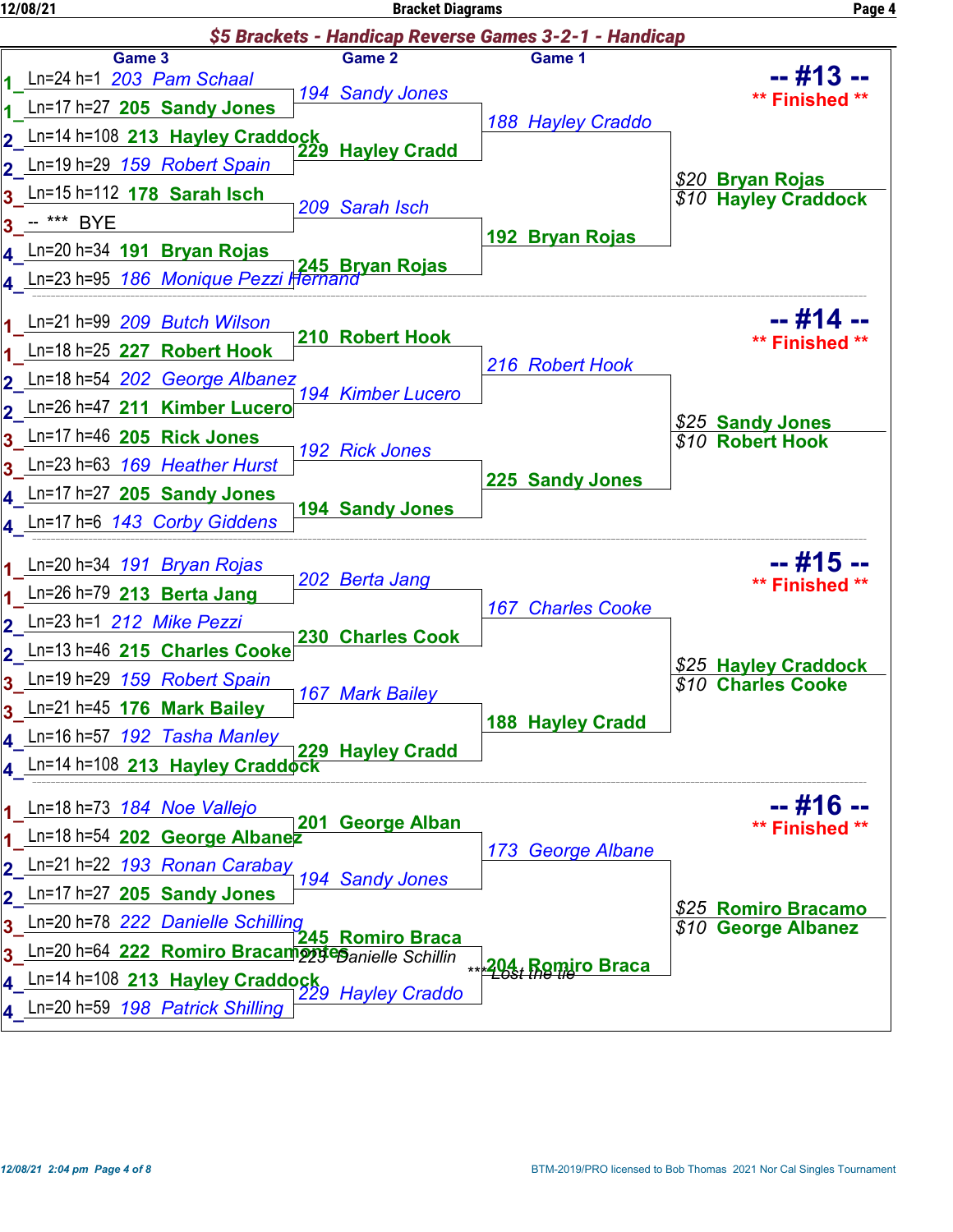## $5 Brackets - Handicap Reverse Games 3-2-1 - Handicap

### -- #13 -- ** Finished **

| | Game 3 | Game 2 | Game 1 | Result |
|---|---|---|---|---|
| 1 | Ln=24 h=1 203 Pam Schaal | 194 Sandy Jones | 188 Hayley Craddo | $20 Bryan Rojas |
| 1 | Ln=17 h=27 205 Sandy Jones | | | $10 Hayley Craddock |
| 2 | Ln=14 h=108 213 Hayley Craddock | 229 Hayley Cradd | | |
| 2 | Ln=19 h=29 159 Robert Spain | | | |
| 3 | Ln=15 h=112 178 Sarah Isch | 209 Sarah Isch | 192 Bryan Rojas | |
| 3 | -- *** BYE | | | |
| 4 | Ln=20 h=34 191 Bryan Rojas | 245 Bryan Rojas | | |
| 4 | Ln=23 h=95 186 Monique Pezzi Hernand | | | |

### -- #14 -- ** Finished **

| | Game 3 | Game 2 | Game 1 | Result |
|---|---|---|---|---|
| 1 | Ln=21 h=99 209 Butch Wilson | 210 Robert Hook | 216 Robert Hook | $25 Sandy Jones |
| 1 | Ln=18 h=25 227 Robert Hook | | | $10 Robert Hook |
| 2 | Ln=18 h=54 202 George Albanez | 194 Kimber Lucero | | |
| 2 | Ln=26 h=47 211 Kimber Lucero | | | |
| 3 | Ln=17 h=46 205 Rick Jones | 192 Rick Jones | 225 Sandy Jones | |
| 3 | Ln=23 h=63 169 Heather Hurst | | | |
| 4 | Ln=17 h=27 205 Sandy Jones | 194 Sandy Jones | | |
| 4 | Ln=17 h=6 143 Corby Giddens | | | |

### -- #15 -- ** Finished **

| | Game 3 | Game 2 | Game 1 | Result |
|---|---|---|---|---|
| 1 | Ln=20 h=34 191 Bryan Rojas | 202 Berta Jang | 167 Charles Cooke | $25 Hayley Craddock |
| 1 | Ln=26 h=79 213 Berta Jang | | | $10 Charles Cooke |
| 2 | Ln=23 h=1 212 Mike Pezzi | 230 Charles Cook | | |
| 2 | Ln=13 h=46 215 Charles Cooke | | | |
| 3 | Ln=19 h=29 159 Robert Spain | 167 Mark Bailey | 188 Hayley Cradd | |
| 3 | Ln=21 h=45 176 Mark Bailey | | | |
| 4 | Ln=16 h=57 192 Tasha Manley | 229 Hayley Cradd | | |
| 4 | Ln=14 h=108 213 Hayley Craddock | | | |

### -- #16 -- ** Finished **

| | Game 3 | Game 2 | Game 1 | Result |
|---|---|---|---|---|
| 1 | Ln=18 h=73 184 Noe Vallejo | 201 George Alban | 173 George Albane | $25 Romiro Bracamo |
| 1 | Ln=18 h=54 202 George Albanez | | | $10 George Albanez |
| 2 | Ln=21 h=22 193 Ronan Carabay | 194 Sandy Jones | | |
| 2 | Ln=17 h=27 205 Sandy Jones | | | |
| 3 | Ln=20 h=78 222 Danielle Schilling | 245 Romiro Braca / 225 Danielle Schillin *** Lost the tie | 204 Romiro Braca | |
| 3 | Ln=20 h=64 222 Romiro Bracamontes | | | |
| 4 | Ln=14 h=108 213 Hayley Craddock | 229 Hayley Craddo | | |
| 4 | Ln=20 h=59 198 Patrick Shilling | | | |

BTM-2019/PRO licensed to Bob Thomas 2021 Nor Cal Singles Tournament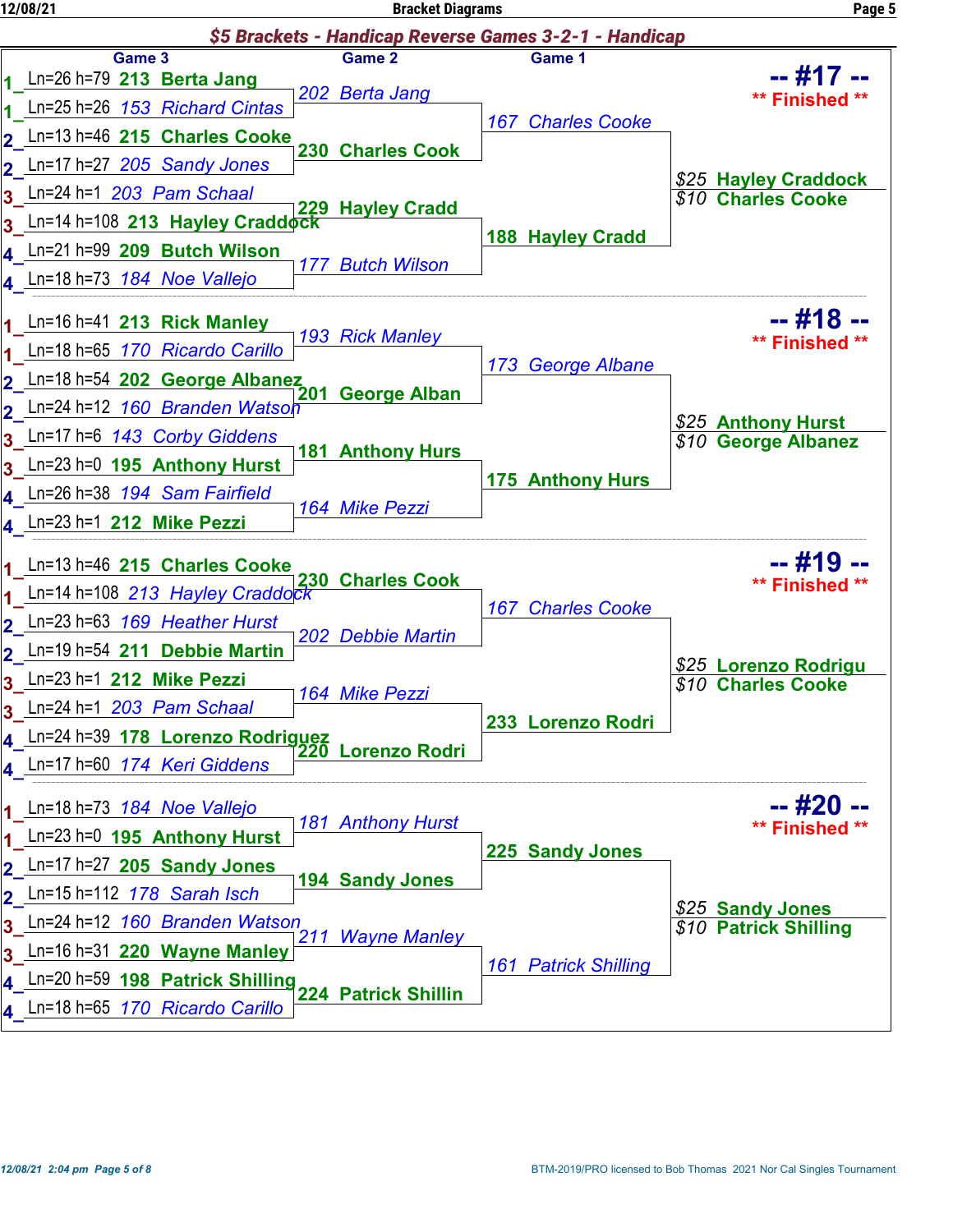## $5 Brackets - Handicap Reverse Games 3-2-1 - Handicap

### -- #17 -- ** Finished **

| Pair | Game 3 | Game 2 | Game 1 | Result |
|---|---|---|---|---|
| 1 | Ln=26 h=79 213 Berta Jang | 202 Berta Jang | 167 Charles Cooke | $25 Hayley Craddock |
| 1 | Ln=25 h=26 153 Richard Cintas | | | $10 Charles Cooke |
| 2 | Ln=13 h=46 215 Charles Cooke | 230 Charles Cook | | |
| 2 | Ln=17 h=27 205 Sandy Jones | | | |
| 3 | Ln=24 h=1 203 Pam Schaal | 229 Hayley Cradd | 188 Hayley Cradd | |
| 3 | Ln=14 h=108 213 Hayley Craddock | | | |
| 4 | Ln=21 h=99 209 Butch Wilson | 177 Butch Wilson | | |
| 4 | Ln=18 h=73 184 Noe Vallejo | | | |

### -- #18 -- ** Finished **

| Pair | Game 3 | Game 2 | Game 1 | Result |
|---|---|---|---|---|
| 1 | Ln=16 h=41 213 Rick Manley | 193 Rick Manley | 173 George Albane | $25 Anthony Hurst |
| 1 | Ln=18 h=65 170 Ricardo Carillo | | | $10 George Albanez |
| 2 | Ln=18 h=54 202 George Albanez | 201 George Alban | | |
| 2 | Ln=24 h=12 160 Branden Watson | | | |
| 3 | Ln=17 h=6 143 Corby Giddens | 181 Anthony Hurs | 175 Anthony Hurs | |
| 3 | Ln=23 h=0 195 Anthony Hurst | | | |
| 4 | Ln=26 h=38 194 Sam Fairfield | 164 Mike Pezzi | | |
| 4 | Ln=23 h=1 212 Mike Pezzi | | | |

### -- #19 -- ** Finished **

| Pair | Game 3 | Game 2 | Game 1 | Result |
|---|---|---|---|---|
| 1 | Ln=13 h=46 215 Charles Cooke | 230 Charles Cook | 167 Charles Cooke | $25 Lorenzo Rodrigu |
| 1 | Ln=14 h=108 213 Hayley Craddock | | | $10 Charles Cooke |
| 2 | Ln=23 h=63 169 Heather Hurst | 202 Debbie Martin | | |
| 2 | Ln=19 h=54 211 Debbie Martin | | | |
| 3 | Ln=23 h=1 212 Mike Pezzi | 164 Mike Pezzi | 233 Lorenzo Rodri | |
| 3 | Ln=24 h=1 203 Pam Schaal | | | |
| 4 | Ln=24 h=39 178 Lorenzo Rodriguez | 220 Lorenzo Rodri | | |
| 4 | Ln=17 h=60 174 Keri Giddens | | | |

### -- #20 -- ** Finished **

| Pair | Game 3 | Game 2 | Game 1 | Result |
|---|---|---|---|---|
| 1 | Ln=18 h=73 184 Noe Vallejo | 181 Anthony Hurst | 225 Sandy Jones | $25 Sandy Jones |
| 1 | Ln=23 h=0 195 Anthony Hurst | | | $10 Patrick Shilling |
| 2 | Ln=17 h=27 205 Sandy Jones | 194 Sandy Jones | | |
| 2 | Ln=15 h=112 178 Sarah Isch | | | |
| 3 | Ln=24 h=12 160 Branden Watson | 211 Wayne Manley | 161 Patrick Shilling | |
| 3 | Ln=16 h=31 220 Wayne Manley | | | |
| 4 | Ln=20 h=59 198 Patrick Shilling | 224 Patrick Shillin | | |
| 4 | Ln=18 h=65 170 Ricardo Carillo | | | |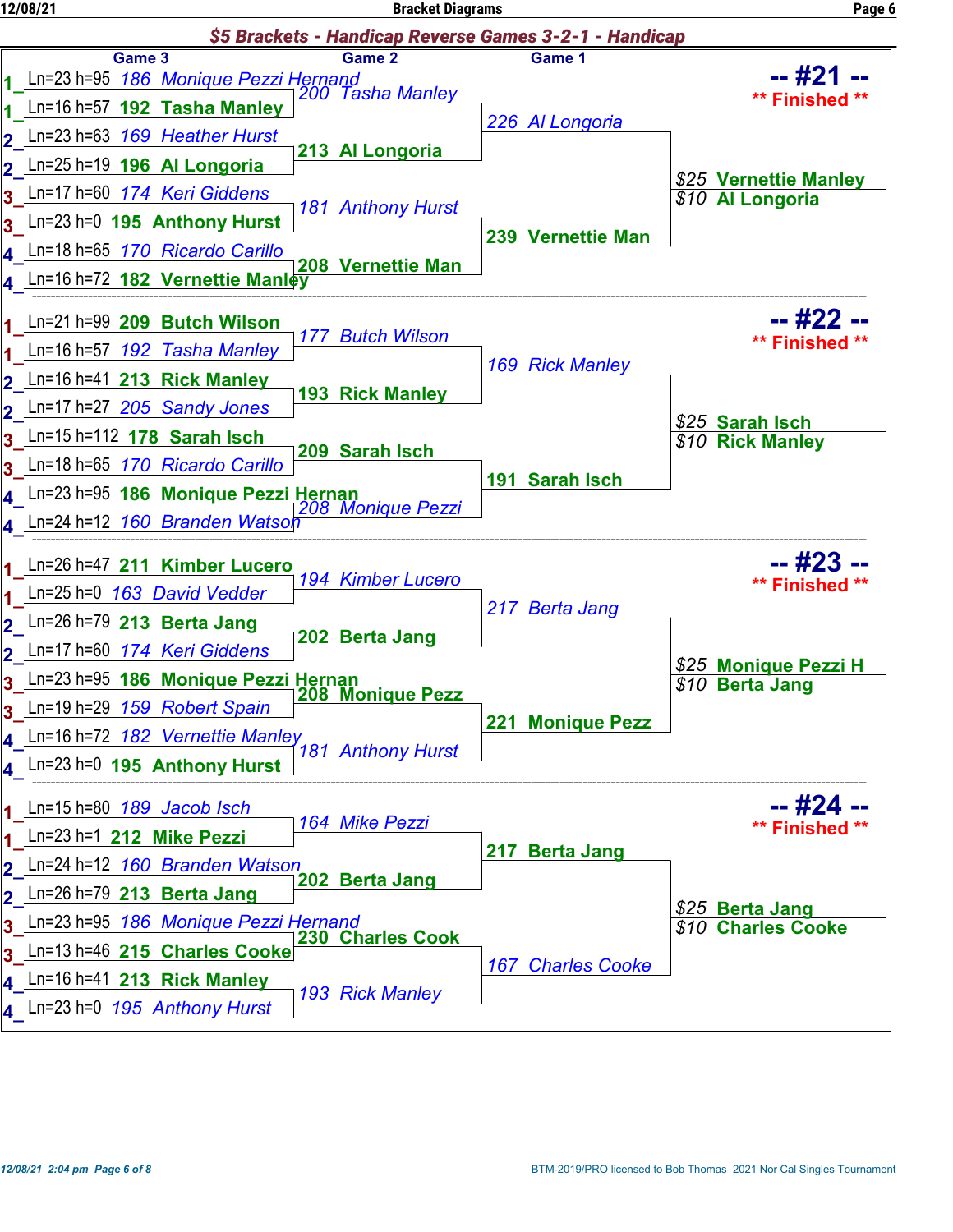## $5 Brackets - Handicap Reverse Games 3-2-1 - Handicap

### -- #21 -- ** Finished **

| Pair | Game 3 | Game 2 | Game 1 |
|---|---|---|---|
| 1 | Ln=23 h=95 186 Monique Pezzi Hernand | 200 Tasha Manley | 226 Al Longoria |
| 1 | Ln=16 h=57 192 Tasha Manley | | |
| 2 | Ln=23 h=63 169 Heather Hurst | 213 Al Longoria | |
| 2 | Ln=25 h=19 196 Al Longoria | | |
| 3 | Ln=17 h=60 174 Keri Giddens | 181 Anthony Hurst | 239 Vernettie Man |
| 3 | Ln=23 h=0 195 Anthony Hurst | | |
| 4 | Ln=18 h=65 170 Ricardo Carillo | 208 Vernettie Man | |
| 4 | Ln=16 h=72 182 Vernettie Manley | | |

$25 Vernettie Manley
$10 Al Longoria

### -- #22 -- ** Finished **

| Pair | Game 3 | Game 2 | Game 1 |
|---|---|---|---|
| 1 | Ln=21 h=99 209 Butch Wilson | 177 Butch Wilson | 169 Rick Manley |
| 1 | Ln=16 h=57 192 Tasha Manley | | |
| 2 | Ln=16 h=41 213 Rick Manley | 193 Rick Manley | |
| 2 | Ln=17 h=27 205 Sandy Jones | | |
| 3 | Ln=15 h=112 178 Sarah Isch | 209 Sarah Isch | 191 Sarah Isch |
| 3 | Ln=18 h=65 170 Ricardo Carillo | | |
| 4 | Ln=23 h=95 186 Monique Pezzi Hernan | 208 Monique Pezzi | |
| 4 | Ln=24 h=12 160 Branden Watson | | |

$25 Sarah Isch
$10 Rick Manley

### -- #23 -- ** Finished **

| Pair | Game 3 | Game 2 | Game 1 |
|---|---|---|---|
| 1 | Ln=26 h=47 211 Kimber Lucero | 194 Kimber Lucero | 217 Berta Jang |
| 1 | Ln=25 h=0 163 David Vedder | | |
| 2 | Ln=26 h=79 213 Berta Jang | 202 Berta Jang | |
| 2 | Ln=17 h=60 174 Keri Giddens | | |
| 3 | Ln=23 h=95 186 Monique Pezzi Hernan | 208 Monique Pezz | 221 Monique Pezz |
| 3 | Ln=19 h=29 159 Robert Spain | | |
| 4 | Ln=16 h=72 182 Vernettie Manley | 181 Anthony Hurst | |
| 4 | Ln=23 h=0 195 Anthony Hurst | | |

$25 Monique Pezzi H
$10 Berta Jang

### -- #24 -- ** Finished **

| Pair | Game 3 | Game 2 | Game 1 |
|---|---|---|---|
| 1 | Ln=15 h=80 189 Jacob Isch | 164 Mike Pezzi | 217 Berta Jang |
| 1 | Ln=23 h=1 212 Mike Pezzi | | |
| 2 | Ln=24 h=12 160 Branden Watson | 202 Berta Jang | |
| 2 | Ln=26 h=79 213 Berta Jang | | |
| 3 | Ln=23 h=95 186 Monique Pezzi Hernand | 230 Charles Cook | 167 Charles Cooke |
| 3 | Ln=13 h=46 215 Charles Cooke | | |
| 4 | Ln=16 h=41 213 Rick Manley | 193 Rick Manley | |
| 4 | Ln=23 h=0 195 Anthony Hurst | | |

$25 Berta Jang
$10 Charles Cooke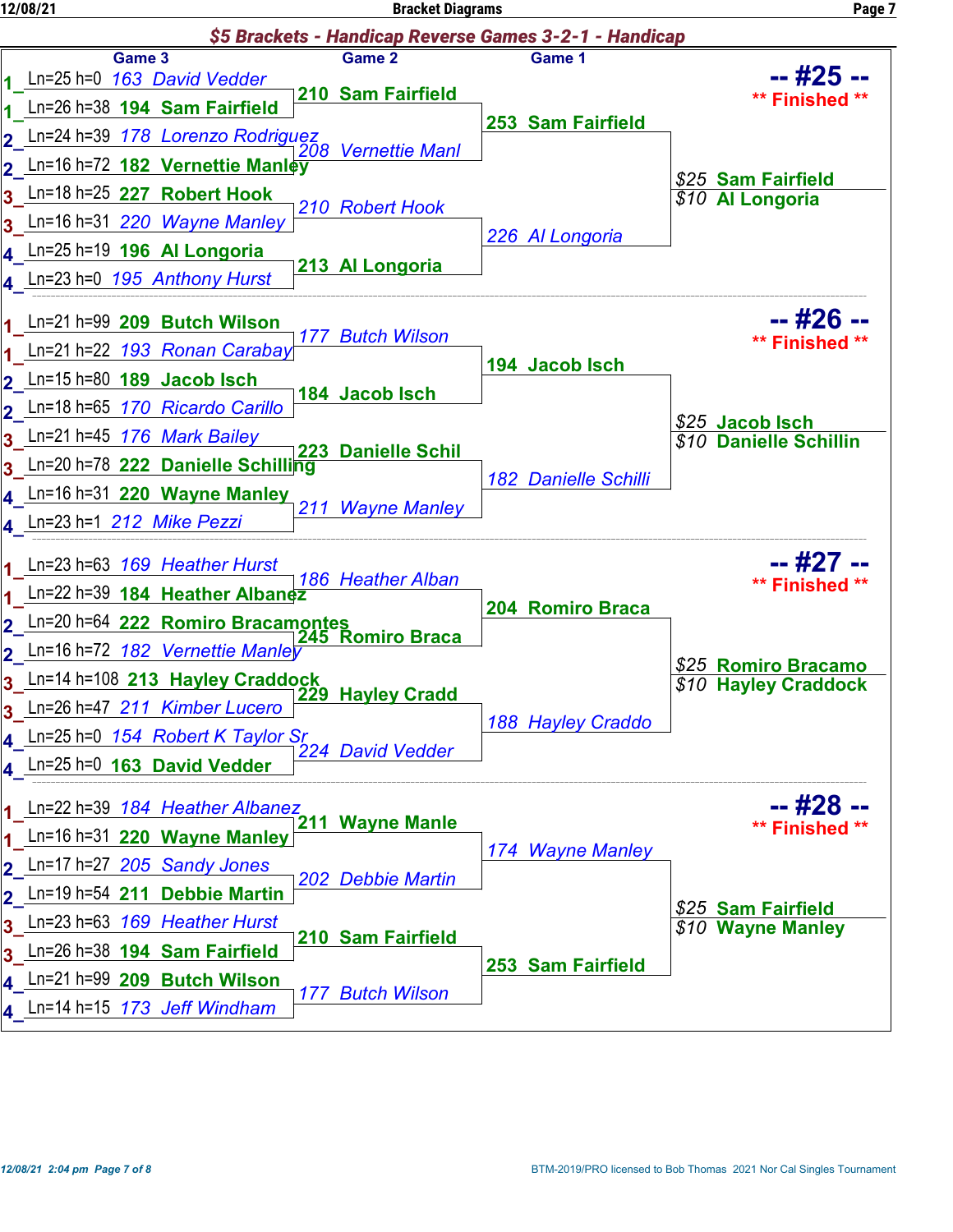## $5 Brackets - Handicap Reverse Games 3-2-1 - Handicap

### -- #25 -- ** Finished **

| Pair | Game 3 | Game 2 | Game 1 | Result |
|---|---|---|---|---|
| 1 | Ln=25 h=0 163 David Vedder | | | |
| 1 | Ln=26 h=38 **194 Sam Fairfield** | **210 Sam Fairfield** | | |
| 2 | Ln=24 h=39 178 Lorenzo Rodriguez | | **253 Sam Fairfield** | |
| 2 | Ln=16 h=72 **182 Vernettie Manley** | 208 Vernettie Manl | | |
| 3 | Ln=18 h=25 **227 Robert Hook** | | | $25 **Sam Fairfield** |
| 3 | Ln=16 h=31 220 Wayne Manley | 210 Robert Hook | | $10 **Al Longoria** |
| 4 | Ln=25 h=19 **196 Al Longoria** | | 226 Al Longoria | |
| 4 | Ln=23 h=0 195 Anthony Hurst | **213 Al Longoria** | | |

### -- #26 -- ** Finished **

| Pair | Game 3 | Game 2 | Game 1 | Result |
|---|---|---|---|---|
| 1 | Ln=21 h=99 **209 Butch Wilson** | | | |
| 1 | Ln=21 h=22 193 Ronan Carabay | 177 Butch Wilson | | |
| 2 | Ln=15 h=80 **189 Jacob Isch** | | **194 Jacob Isch** | |
| 2 | Ln=18 h=65 170 Ricardo Carillo | **184 Jacob Isch** | | |
| 3 | Ln=21 h=45 176 Mark Bailey | | | $25 **Jacob Isch** |
| 3 | Ln=20 h=78 **222 Danielle Schilling** | **223 Danielle Schil** | | $10 **Danielle Schillin** |
| 4 | Ln=16 h=31 **220 Wayne Manley** | | 182 Danielle Schilli | |
| 4 | Ln=23 h=1 212 Mike Pezzi | 211 Wayne Manley | | |

### -- #27 -- ** Finished **

| Pair | Game 3 | Game 2 | Game 1 | Result |
|---|---|---|---|---|
| 1 | Ln=23 h=63 169 Heather Hurst | | | |
| 1 | Ln=22 h=39 **184 Heather Albanez** | 186 Heather Alban | | |
| 2 | Ln=20 h=64 **222 Romiro Bracamontes** | | **204 Romiro Braca** | |
| 2 | Ln=16 h=72 182 Vernettie Manley | **245 Romiro Braca** | | |
| 3 | Ln=14 h=108 **213 Hayley Craddock** | | | $25 **Romiro Bracamo** |
| 3 | Ln=26 h=47 211 Kimber Lucero | **229 Hayley Cradd** | | $10 **Hayley Craddock** |
| 4 | Ln=25 h=0 154 Robert K Taylor Sr | | 188 Hayley Craddo | |
| 4 | Ln=25 h=0 **163 David Vedder** | 224 David Vedder | | |

### -- #28 -- ** Finished **

| Pair | Game 3 | Game 2 | Game 1 | Result |
|---|---|---|---|---|
| 1 | Ln=22 h=39 184 Heather Albanez | | | |
| 1 | Ln=16 h=31 **220 Wayne Manley** | **211 Wayne Manle** | | |
| 2 | Ln=17 h=27 205 Sandy Jones | | 174 Wayne Manley | |
| 2 | Ln=19 h=54 **211 Debbie Martin** | 202 Debbie Martin | | |
| 3 | Ln=23 h=63 169 Heather Hurst | | | $25 **Sam Fairfield** |
| 3 | Ln=26 h=38 **194 Sam Fairfield** | **210 Sam Fairfield** | | $10 **Wayne Manley** |
| 4 | Ln=21 h=99 **209 Butch Wilson** | | **253 Sam Fairfield** | |
| 4 | Ln=14 h=15 173 Jeff Windham | 177 Butch Wilson | | |

12/08/21 2:04 pm

BTM-2019/PRO licensed to Bob Thomas 2021 Nor Cal Singles Tournament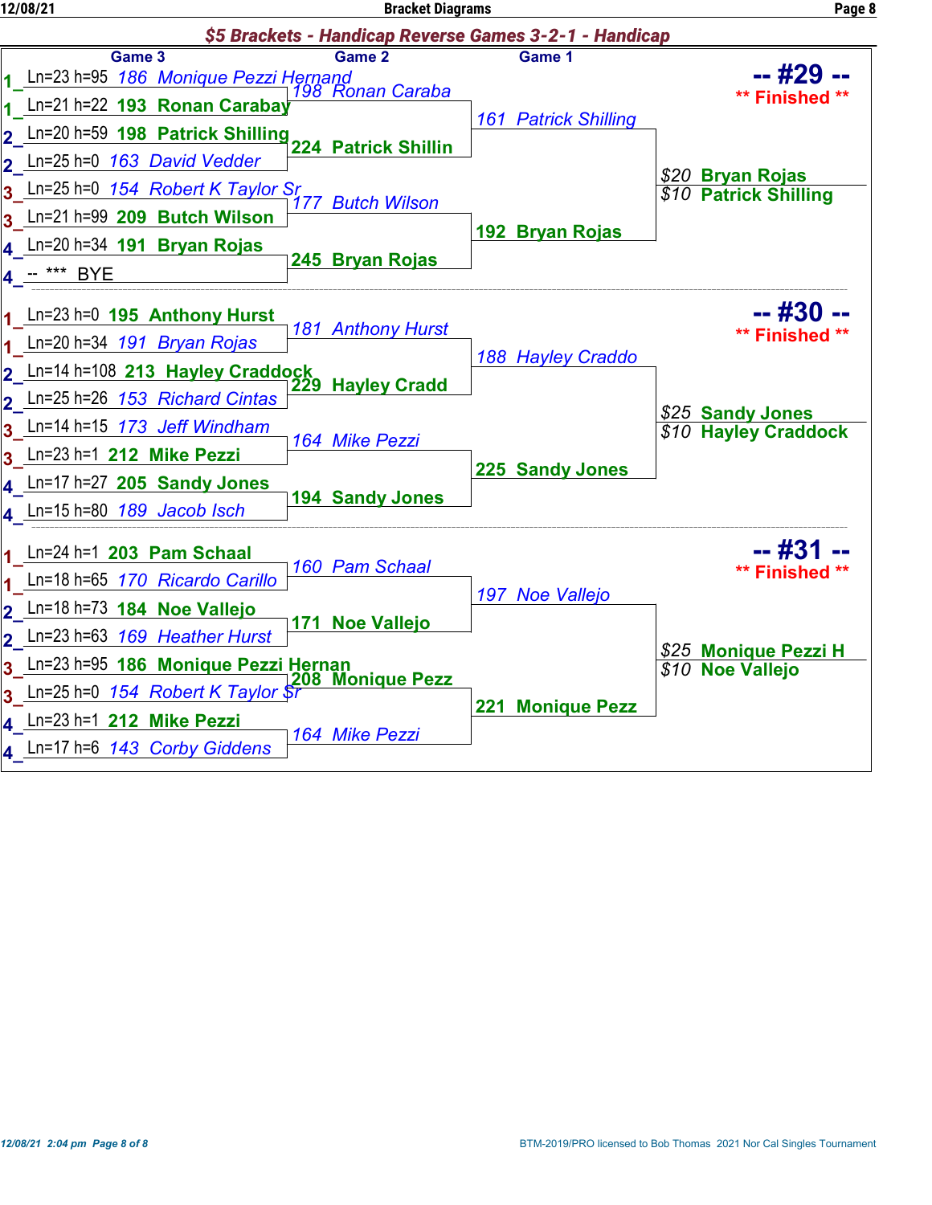## $5 Brackets - Handicap Reverse Games 3-2-1 - Handicap

### -- #29 --
**\*\* Finished \*\***

**Game 3**

1 Ln=23 h=95 *186 Monique Pezzi Hernand*
1 Ln=21 h=22 **193 Ronan Carabay**
2 Ln=20 h=59 **198 Patrick Shilling**
2 Ln=25 h=0 *163 David Vedder*
3 Ln=25 h=0 *154 Robert K Taylor Sr*
3 Ln=21 h=99 **209 Butch Wilson**
4 Ln=20 h=34 **191 Bryan Rojas**
4 -- \*\*\* BYE

**Game 2**

*198 Ronan Caraba*
**224 Patrick Shillin**
*177 Butch Wilson*
**245 Bryan Rojas**

**Game 1**

*161 Patrick Shilling*
**192 Bryan Rojas**

*$20* **Bryan Rojas**
*$10* **Patrick Shilling**

### -- #30 --
**\*\* Finished \*\***

1 Ln=23 h=0 **195 Anthony Hurst**
1 Ln=20 h=34 *191 Bryan Rojas*
2 Ln=14 h=108 **213 Hayley Craddock**
2 Ln=25 h=26 *153 Richard Cintas*
3 Ln=14 h=15 *173 Jeff Windham*
3 Ln=23 h=1 **212 Mike Pezzi**
4 Ln=17 h=27 **205 Sandy Jones**
4 Ln=15 h=80 *189 Jacob Isch*

*181 Anthony Hurst*
**229 Hayley Cradd**
*164 Mike Pezzi*
**194 Sandy Jones**

*188 Hayley Craddo*
**225 Sandy Jones**

*$25* **Sandy Jones**
*$10* **Hayley Craddock**

### -- #31 --
**\*\* Finished \*\***

1 Ln=24 h=1 **203 Pam Schaal**
1 Ln=18 h=65 *170 Ricardo Carillo*
2 Ln=18 h=73 **184 Noe Vallejo**
2 Ln=23 h=63 *169 Heather Hurst*
3 Ln=23 h=95 **186 Monique Pezzi Hernan**
3 Ln=25 h=0 *154 Robert K Taylor Sr*
4 Ln=23 h=1 **212 Mike Pezzi**
4 Ln=17 h=6 *143 Corby Giddens*

*160 Pam Schaal*
**171 Noe Vallejo**
**208 Monique Pezz**
*164 Mike Pezzi*

*197 Noe Vallejo*
**221 Monique Pezz**

*$25* **Monique Pezzi H**
*$10* **Noe Vallejo**